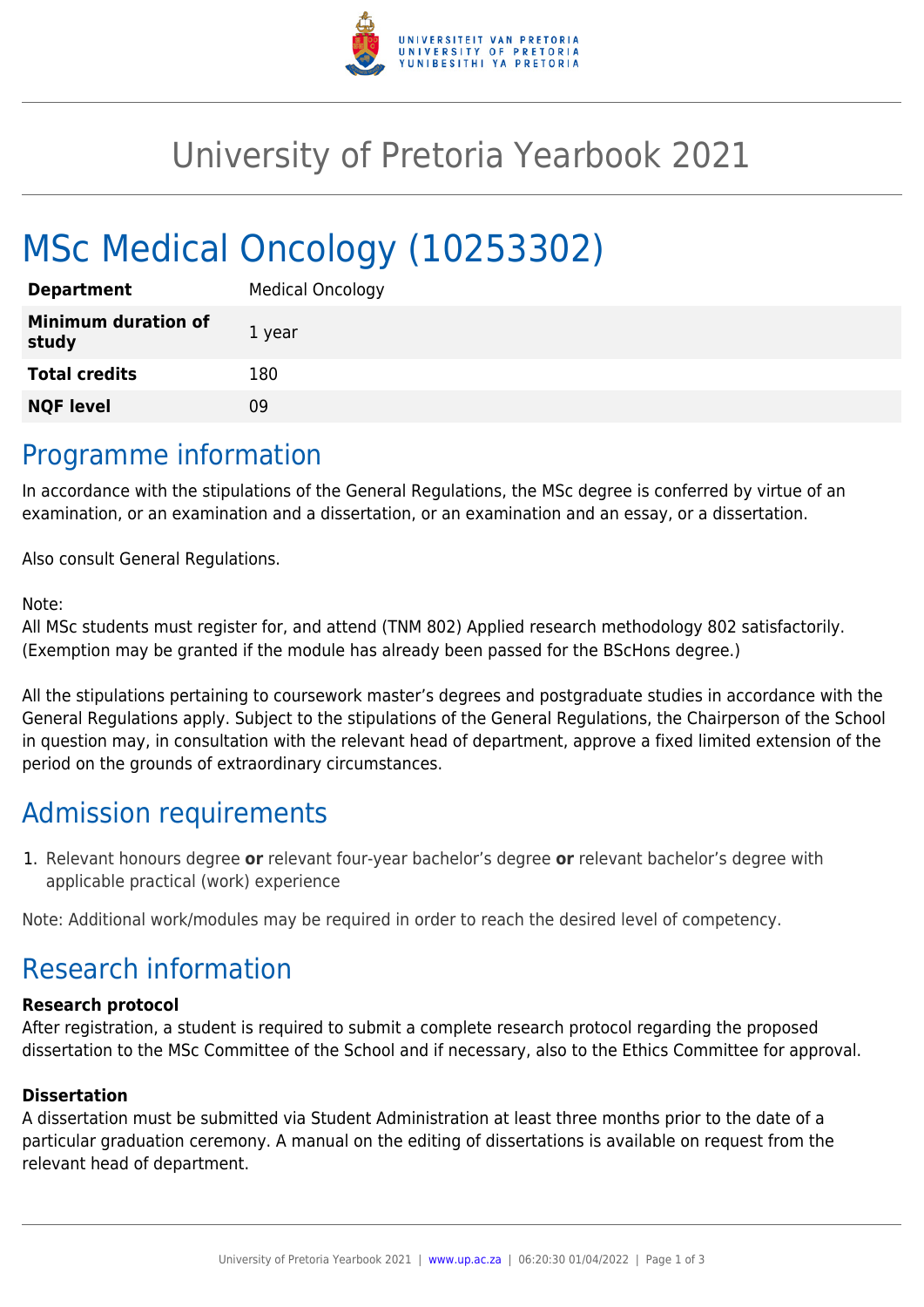# University of Pretoria Yearbook 2021

# MSc Medical Oncology (10253302)

| | |
|---|---|
| **Department** | Medical Oncology |
| **Minimum duration of study** | 1 year |
| **Total credits** | 180 |
| **NQF level** | 09 |

## Programme information

In accordance with the stipulations of the General Regulations, the MSc degree is conferred by virtue of an examination, or an examination and a dissertation, or an examination and an essay, or a dissertation.

Also consult General Regulations.

Note:
All MSc students must register for, and attend (TNM 802) Applied research methodology 802 satisfactorily. (Exemption may be granted if the module has already been passed for the BScHons degree.)

All the stipulations pertaining to coursework master's degrees and postgraduate studies in accordance with the General Regulations apply. Subject to the stipulations of the General Regulations, the Chairperson of the School in question may, in consultation with the relevant head of department, approve a fixed limited extension of the period on the grounds of extraordinary circumstances.

## Admission requirements

1. Relevant honours degree **or** relevant four-year bachelor's degree **or** relevant bachelor's degree with applicable practical (work) experience

Note: Additional work/modules may be required in order to reach the desired level of competency.

## Research information

### Research protocol

After registration, a student is required to submit a complete research protocol regarding the proposed dissertation to the MSc Committee of the School and if necessary, also to the Ethics Committee for approval.

### Dissertation

A dissertation must be submitted via Student Administration at least three months prior to the date of a particular graduation ceremony. A manual on the editing of dissertations is available on request from the relevant head of department.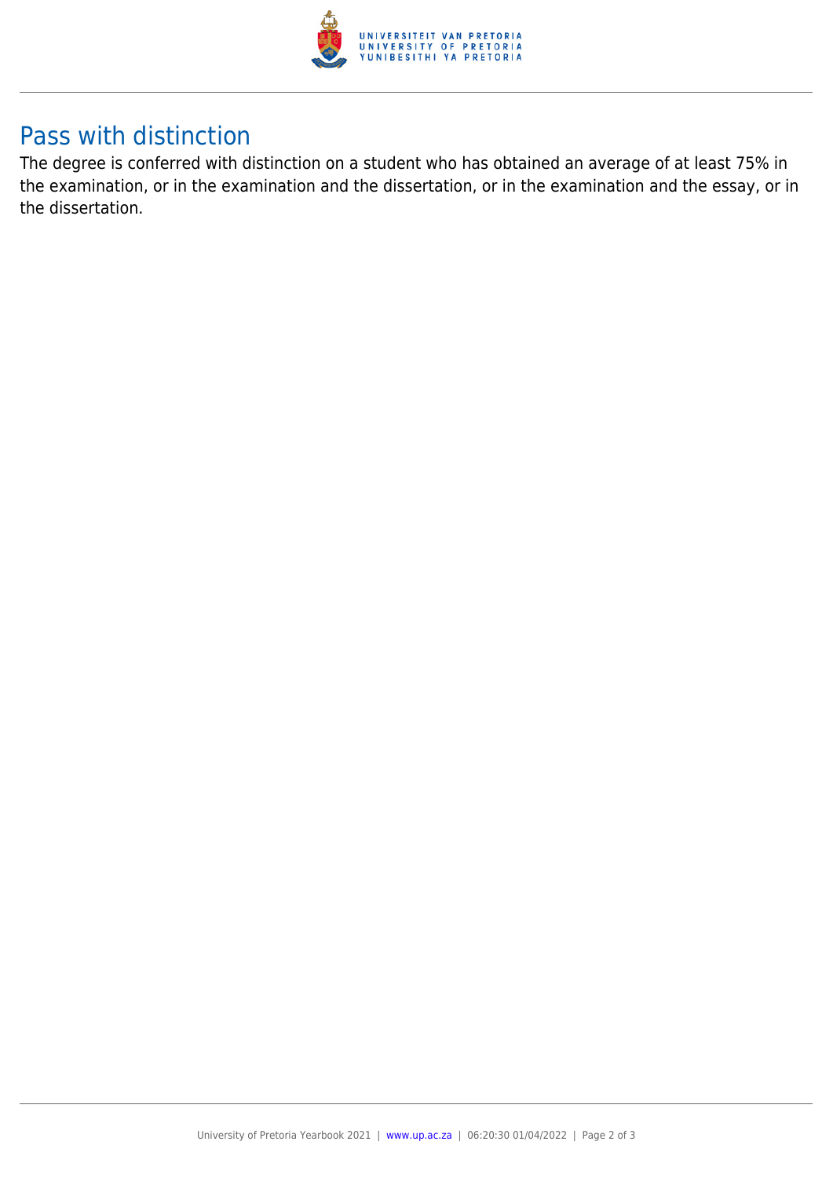## Pass with distinction

The degree is conferred with distinction on a student who has obtained an average of at least 75% in the examination, or in the examination and the dissertation, or in the examination and the essay, or in the dissertation.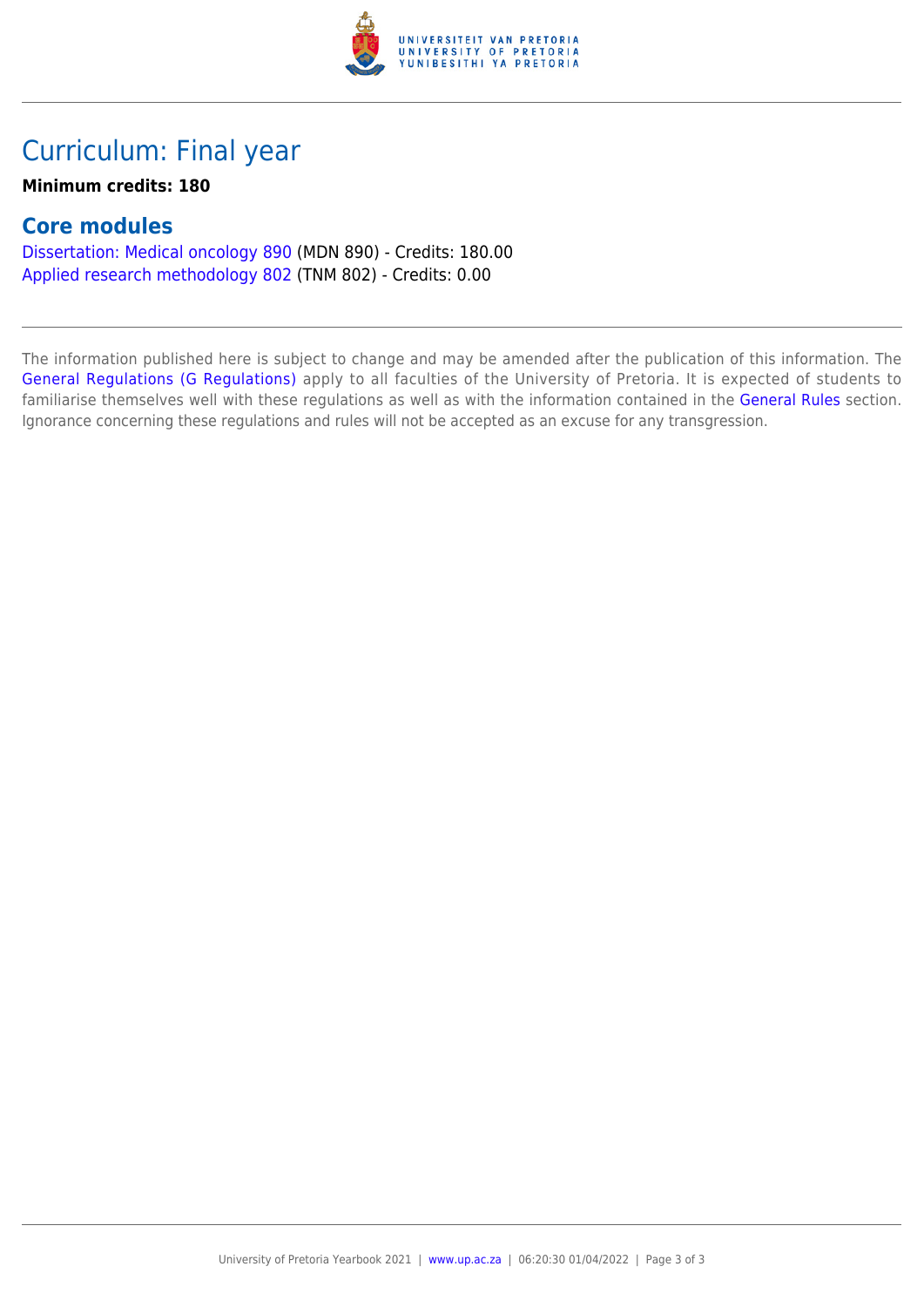## Curriculum: Final year

**Minimum credits: 180**

### Core modules

Dissertation: Medical oncology 890 (MDN 890) - Credits: 180.00
Applied research methodology 802 (TNM 802) - Credits: 0.00

The information published here is subject to change and may be amended after the publication of this information. The General Regulations (G Regulations) apply to all faculties of the University of Pretoria. It is expected of students to familiarise themselves well with these regulations as well as with the information contained in the General Rules section. Ignorance concerning these regulations and rules will not be accepted as an excuse for any transgression.